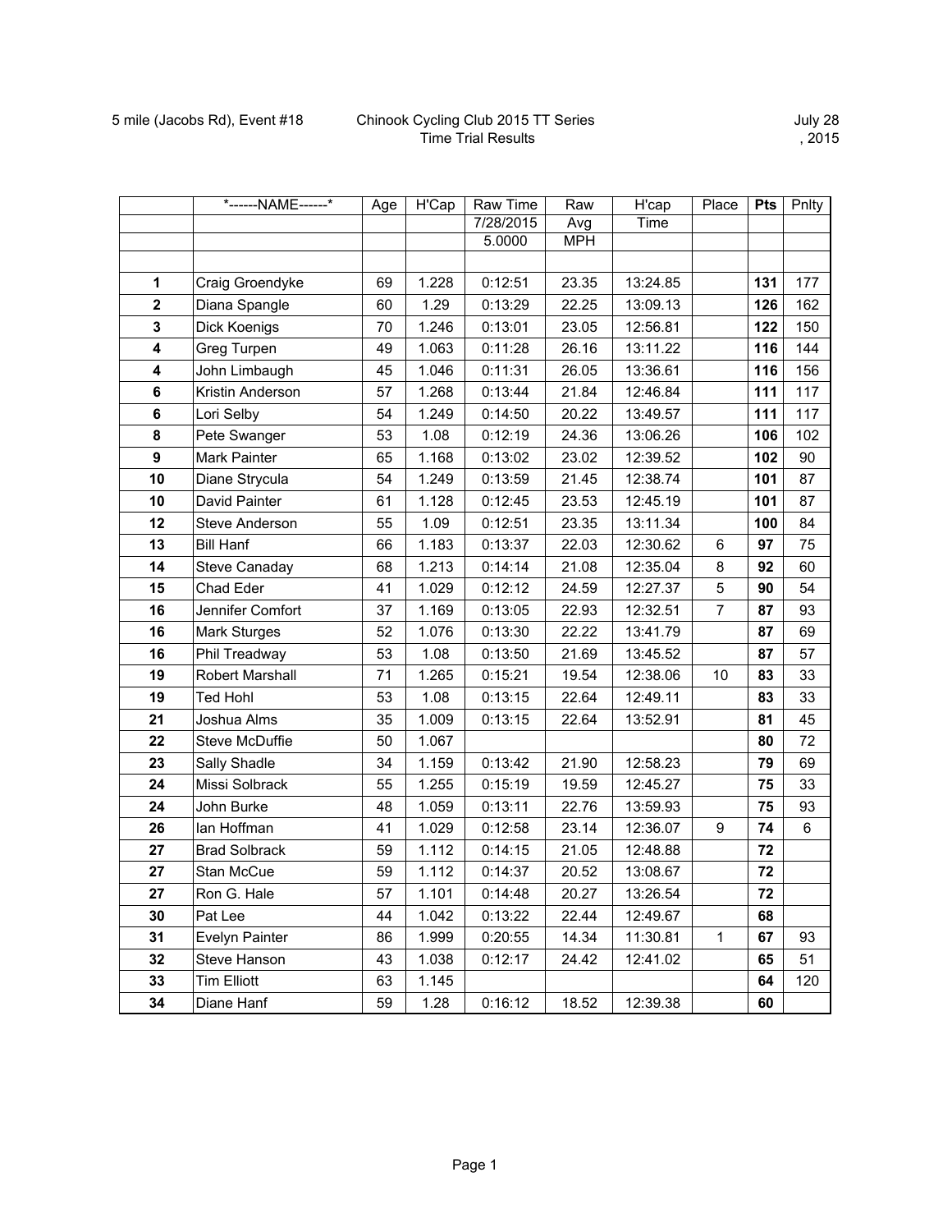5 mile (Jacobs Rd), Event #18

Chinook Cycling Club 2015 TT Series
Time Trial Results

July 28, 2015

| | *------NAME------* | Age | H'Cap | Raw Time | Raw | H'cap | Place | Pts | Pnlty |
|---|---|---|---|---|---|---|---|---|---|
| | | | | 7/28/2015 | Avg | Time | | | |
| | | | | 5.0000 | MPH | | | | |
| | | | | | | | | | |
| **1** | Craig Groendyke | 69 | 1.228 | 0:12:51 | 23.35 | 13:24.85 | | **131** | 177 |
| **2** | Diana Spangle | 60 | 1.29 | 0:13:29 | 22.25 | 13:09.13 | | **126** | 162 |
| **3** | Dick Koenigs | 70 | 1.246 | 0:13:01 | 23.05 | 12:56.81 | | **122** | 150 |
| **4** | Greg Turpen | 49 | 1.063 | 0:11:28 | 26.16 | 13:11.22 | | **116** | 144 |
| **4** | John Limbaugh | 45 | 1.046 | 0:11:31 | 26.05 | 13:36.61 | | **116** | 156 |
| **6** | Kristin Anderson | 57 | 1.268 | 0:13:44 | 21.84 | 12:46.84 | | **111** | 117 |
| **6** | Lori Selby | 54 | 1.249 | 0:14:50 | 20.22 | 13:49.57 | | **111** | 117 |
| **8** | Pete Swanger | 53 | 1.08 | 0:12:19 | 24.36 | 13:06.26 | | **106** | 102 |
| **9** | Mark Painter | 65 | 1.168 | 0:13:02 | 23.02 | 12:39.52 | | **102** | 90 |
| **10** | Diane Strycula | 54 | 1.249 | 0:13:59 | 21.45 | 12:38.74 | | **101** | 87 |
| **10** | David Painter | 61 | 1.128 | 0:12:45 | 23.53 | 12:45.19 | | **101** | 87 |
| **12** | Steve Anderson | 55 | 1.09 | 0:12:51 | 23.35 | 13:11.34 | | **100** | 84 |
| **13** | Bill Hanf | 66 | 1.183 | 0:13:37 | 22.03 | 12:30.62 | 6 | **97** | 75 |
| **14** | Steve Canaday | 68 | 1.213 | 0:14:14 | 21.08 | 12:35.04 | 8 | **92** | 60 |
| **15** | Chad Eder | 41 | 1.029 | 0:12:12 | 24.59 | 12:27.37 | 5 | **90** | 54 |
| **16** | Jennifer Comfort | 37 | 1.169 | 0:13:05 | 22.93 | 12:32.51 | 7 | **87** | 93 |
| **16** | Mark Sturges | 52 | 1.076 | 0:13:30 | 22.22 | 13:41.79 | | **87** | 69 |
| **16** | Phil Treadway | 53 | 1.08 | 0:13:50 | 21.69 | 13:45.52 | | **87** | 57 |
| **19** | Robert Marshall | 71 | 1.265 | 0:15:21 | 19.54 | 12:38.06 | 10 | **83** | 33 |
| **19** | Ted Hohl | 53 | 1.08 | 0:13:15 | 22.64 | 12:49.11 | | **83** | 33 |
| **21** | Joshua Alms | 35 | 1.009 | 0:13:15 | 22.64 | 13:52.91 | | **81** | 45 |
| **22** | Steve McDuffie | 50 | 1.067 | | | | | **80** | 72 |
| **23** | Sally Shadle | 34 | 1.159 | 0:13:42 | 21.90 | 12:58.23 | | **79** | 69 |
| **24** | Missi Solbrack | 55 | 1.255 | 0:15:19 | 19.59 | 12:45.27 | | **75** | 33 |
| **24** | John Burke | 48 | 1.059 | 0:13:11 | 22.76 | 13:59.93 | | **75** | 93 |
| **26** | Ian Hoffman | 41 | 1.029 | 0:12:58 | 23.14 | 12:36.07 | 9 | **74** | 6 |
| **27** | Brad Solbrack | 59 | 1.112 | 0:14:15 | 21.05 | 12:48.88 | | **72** | |
| **27** | Stan McCue | 59 | 1.112 | 0:14:37 | 20.52 | 13:08.67 | | **72** | |
| **27** | Ron G. Hale | 57 | 1.101 | 0:14:48 | 20.27 | 13:26.54 | | **72** | |
| **30** | Pat Lee | 44 | 1.042 | 0:13:22 | 22.44 | 12:49.67 | | **68** | |
| **31** | Evelyn Painter | 86 | 1.999 | 0:20:55 | 14.34 | 11:30.81 | 1 | **67** | 93 |
| **32** | Steve Hanson | 43 | 1.038 | 0:12:17 | 24.42 | 12:41.02 | | **65** | 51 |
| **33** | Tim Elliott | 63 | 1.145 | | | | | **64** | 120 |
| **34** | Diane Hanf | 59 | 1.28 | 0:16:12 | 18.52 | 12:39.38 | | **60** | |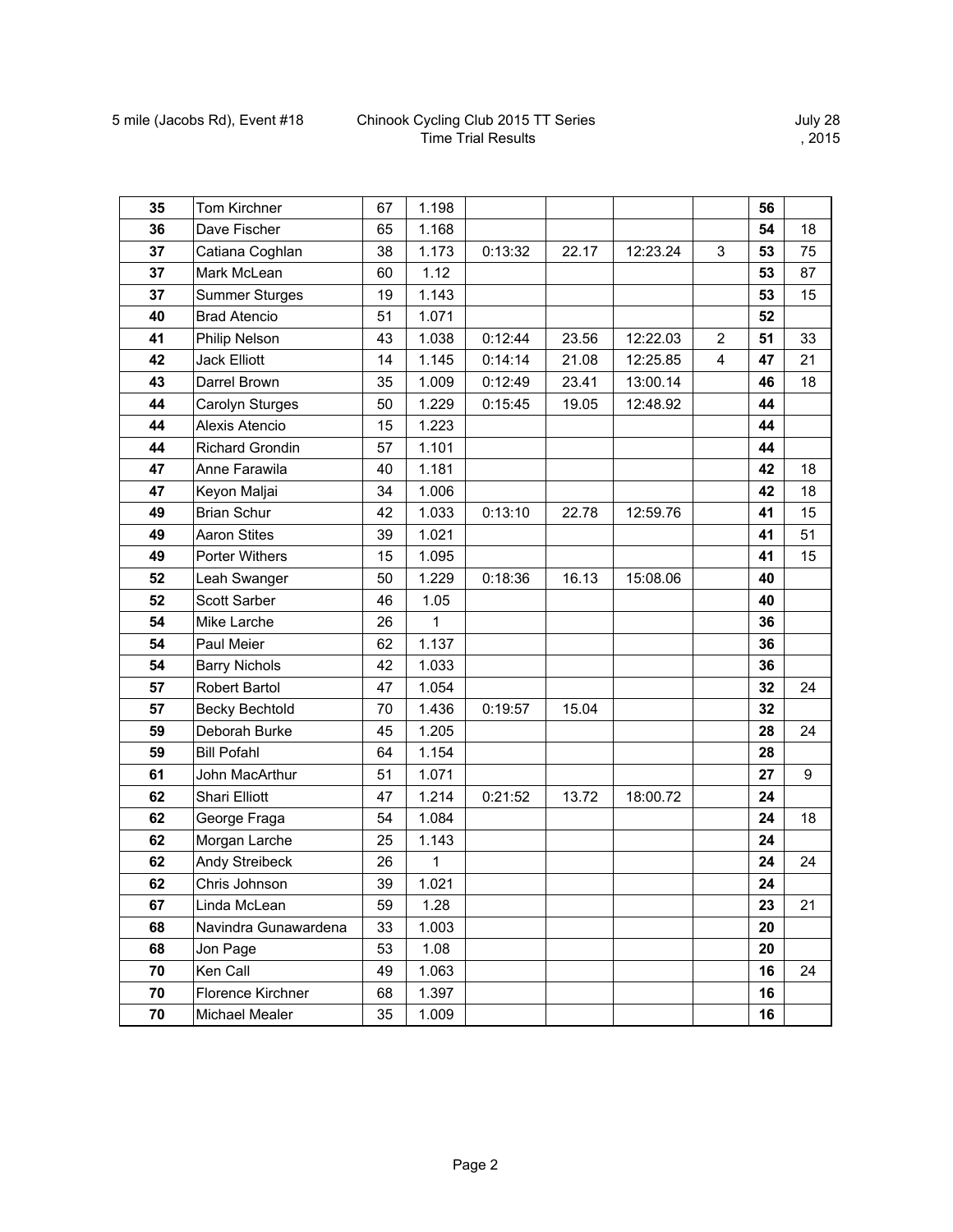5 mile (Jacobs Rd), Event #18 Chinook Cycling Club 2015 TT Series July 28, 2015

Time Trial Results

| | | | | | | | | | |
|---|---|---|---|---|---|---|---|---|---|
| **35** | Tom Kirchner | 67 | 1.198 | | | | | **56** | |
| **36** | Dave Fischer | 65 | 1.168 | | | | | **54** | 18 |
| **37** | Catiana Coghlan | 38 | 1.173 | 0:13:32 | 22.17 | 12:23.24 | 3 | **53** | 75 |
| **37** | Mark McLean | 60 | 1.12 | | | | | **53** | 87 |
| **37** | Summer Sturges | 19 | 1.143 | | | | | **53** | 15 |
| **40** | Brad Atencio | 51 | 1.071 | | | | | **52** | |
| **41** | Philip Nelson | 43 | 1.038 | 0:12:44 | 23.56 | 12:22.03 | 2 | **51** | 33 |
| **42** | Jack Elliott | 14 | 1.145 | 0:14:14 | 21.08 | 12:25.85 | 4 | **47** | 21 |
| **43** | Darrel Brown | 35 | 1.009 | 0:12:49 | 23.41 | 13:00.14 | | **46** | 18 |
| **44** | Carolyn Sturges | 50 | 1.229 | 0:15:45 | 19.05 | 12:48.92 | | **44** | |
| **44** | Alexis Atencio | 15 | 1.223 | | | | | **44** | |
| **44** | Richard Grondin | 57 | 1.101 | | | | | **44** | |
| **47** | Anne Farawila | 40 | 1.181 | | | | | **42** | 18 |
| **47** | Keyon Maljai | 34 | 1.006 | | | | | **42** | 18 |
| **49** | Brian Schur | 42 | 1.033 | 0:13:10 | 22.78 | 12:59.76 | | **41** | 15 |
| **49** | Aaron Stites | 39 | 1.021 | | | | | **41** | 51 |
| **49** | Porter Withers | 15 | 1.095 | | | | | **41** | 15 |
| **52** | Leah Swanger | 50 | 1.229 | 0:18:36 | 16.13 | 15:08.06 | | **40** | |
| **52** | Scott Sarber | 46 | 1.05 | | | | | **40** | |
| **54** | Mike Larche | 26 | 1 | | | | | **36** | |
| **54** | Paul Meier | 62 | 1.137 | | | | | **36** | |
| **54** | Barry Nichols | 42 | 1.033 | | | | | **36** | |
| **57** | Robert Bartol | 47 | 1.054 | | | | | **32** | 24 |
| **57** | Becky Bechtold | 70 | 1.436 | 0:19:57 | 15.04 | | | **32** | |
| **59** | Deborah Burke | 45 | 1.205 | | | | | **28** | 24 |
| **59** | Bill Pofahl | 64 | 1.154 | | | | | **28** | |
| **61** | John MacArthur | 51 | 1.071 | | | | | **27** | 9 |
| **62** | Shari Elliott | 47 | 1.214 | 0:21:52 | 13.72 | 18:00.72 | | **24** | |
| **62** | George Fraga | 54 | 1.084 | | | | | **24** | 18 |
| **62** | Morgan Larche | 25 | 1.143 | | | | | **24** | |
| **62** | Andy Streibeck | 26 | 1 | | | | | **24** | 24 |
| **62** | Chris Johnson | 39 | 1.021 | | | | | **24** | |
| **67** | Linda McLean | 59 | 1.28 | | | | | **23** | 21 |
| **68** | Navindra Gunawardena | 33 | 1.003 | | | | | **20** | |
| **68** | Jon Page | 53 | 1.08 | | | | | **20** | |
| **70** | Ken Call | 49 | 1.063 | | | | | **16** | 24 |
| **70** | Florence Kirchner | 68 | 1.397 | | | | | **16** | |
| **70** | Michael Mealer | 35 | 1.009 | | | | | **16** | |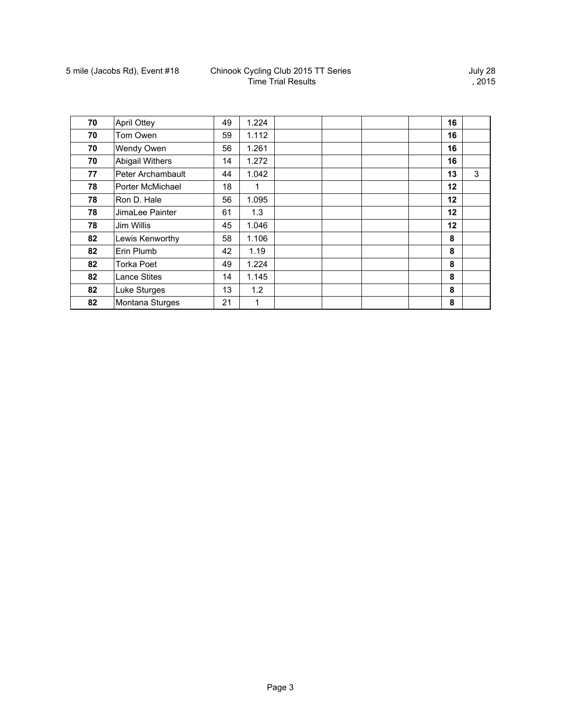| | | | | | | | | | |
|---|---|---|---|---|---|---|---|---|---|
| **70** | April Ottey | 49 | 1.224 | | | | | **16** | |
| **70** | Tom Owen | 59 | 1.112 | | | | | **16** | |
| **70** | Wendy Owen | 56 | 1.261 | | | | | **16** | |
| **70** | Abigail Withers | 14 | 1.272 | | | | | **16** | |
| **77** | Peter Archambault | 44 | 1.042 | | | | | **13** | 3 |
| **78** | Porter McMichael | 18 | 1 | | | | | **12** | |
| **78** | Ron D. Hale | 56 | 1.095 | | | | | **12** | |
| **78** | JimaLee Painter | 61 | 1.3 | | | | | **12** | |
| **78** | Jim Willis | 45 | 1.046 | | | | | **12** | |
| **82** | Lewis Kenworthy | 58 | 1.106 | | | | | **8** | |
| **82** | Erin Plumb | 42 | 1.19 | | | | | **8** | |
| **82** | Torka Poet | 49 | 1.224 | | | | | **8** | |
| **82** | Lance Stites | 14 | 1.145 | | | | | **8** | |
| **82** | Luke Sturges | 13 | 1.2 | | | | | **8** | |
| **82** | Montana Sturges | 21 | 1 | | | | | **8** | |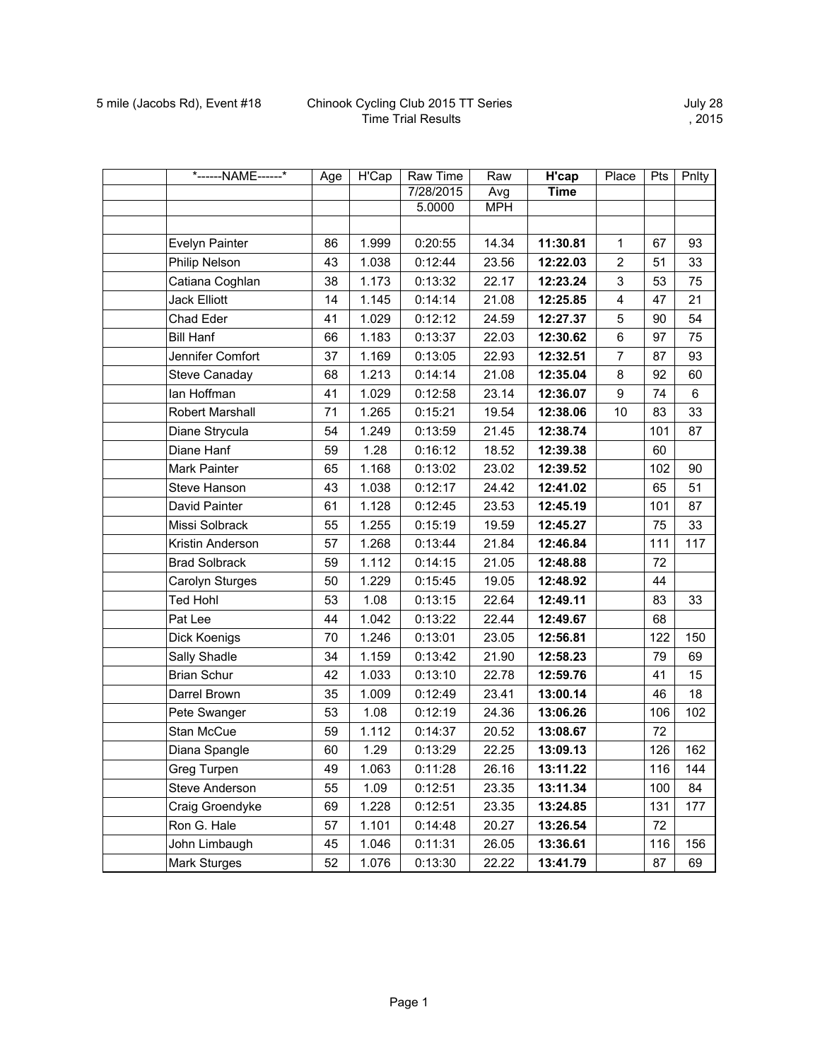5 mile (Jacobs Rd), Event #18

# Chinook Cycling Club 2015 TT Series
## Time Trial Results

July 28, 2015

| | *------NAME------* | Age | H'Cap | Raw Time | Raw | H'cap | Place | Pts | Pnlty |
|---|---|---|---|---|---|---|---|---|---|
| | | | | 7/28/2015 | Avg | **Time** | | | |
| | | | | 5.0000 | MPH | | | | |
| | | | | | | | | | |
| | Evelyn Painter | 86 | 1.999 | 0:20:55 | 14.34 | **11:30.81** | 1 | 67 | 93 |
| | Philip Nelson | 43 | 1.038 | 0:12:44 | 23.56 | **12:22.03** | 2 | 51 | 33 |
| | Catiana Coghlan | 38 | 1.173 | 0:13:32 | 22.17 | **12:23.24** | 3 | 53 | 75 |
| | Jack Elliott | 14 | 1.145 | 0:14:14 | 21.08 | **12:25.85** | 4 | 47 | 21 |
| | Chad Eder | 41 | 1.029 | 0:12:12 | 24.59 | **12:27.37** | 5 | 90 | 54 |
| | Bill Hanf | 66 | 1.183 | 0:13:37 | 22.03 | **12:30.62** | 6 | 97 | 75 |
| | Jennifer Comfort | 37 | 1.169 | 0:13:05 | 22.93 | **12:32.51** | 7 | 87 | 93 |
| | Steve Canaday | 68 | 1.213 | 0:14:14 | 21.08 | **12:35.04** | 8 | 92 | 60 |
| | Ian Hoffman | 41 | 1.029 | 0:12:58 | 23.14 | **12:36.07** | 9 | 74 | 6 |
| | Robert Marshall | 71 | 1.265 | 0:15:21 | 19.54 | **12:38.06** | 10 | 83 | 33 |
| | Diane Strycula | 54 | 1.249 | 0:13:59 | 21.45 | **12:38.74** | | 101 | 87 |
| | Diane Hanf | 59 | 1.28 | 0:16:12 | 18.52 | **12:39.38** | | 60 | |
| | Mark Painter | 65 | 1.168 | 0:13:02 | 23.02 | **12:39.52** | | 102 | 90 |
| | Steve Hanson | 43 | 1.038 | 0:12:17 | 24.42 | **12:41.02** | | 65 | 51 |
| | David Painter | 61 | 1.128 | 0:12:45 | 23.53 | **12:45.19** | | 101 | 87 |
| | Missi Solbrack | 55 | 1.255 | 0:15:19 | 19.59 | **12:45.27** | | 75 | 33 |
| | Kristin Anderson | 57 | 1.268 | 0:13:44 | 21.84 | **12:46.84** | | 111 | 117 |
| | Brad Solbrack | 59 | 1.112 | 0:14:15 | 21.05 | **12:48.88** | | 72 | |
| | Carolyn Sturges | 50 | 1.229 | 0:15:45 | 19.05 | **12:48.92** | | 44 | |
| | Ted Hohl | 53 | 1.08 | 0:13:15 | 22.64 | **12:49.11** | | 83 | 33 |
| | Pat Lee | 44 | 1.042 | 0:13:22 | 22.44 | **12:49.67** | | 68 | |
| | Dick Koenigs | 70 | 1.246 | 0:13:01 | 23.05 | **12:56.81** | | 122 | 150 |
| | Sally Shadle | 34 | 1.159 | 0:13:42 | 21.90 | **12:58.23** | | 79 | 69 |
| | Brian Schur | 42 | 1.033 | 0:13:10 | 22.78 | **12:59.76** | | 41 | 15 |
| | Darrel Brown | 35 | 1.009 | 0:12:49 | 23.41 | **13:00.14** | | 46 | 18 |
| | Pete Swanger | 53 | 1.08 | 0:12:19 | 24.36 | **13:06.26** | | 106 | 102 |
| | Stan McCue | 59 | 1.112 | 0:14:37 | 20.52 | **13:08.67** | | 72 | |
| | Diana Spangle | 60 | 1.29 | 0:13:29 | 22.25 | **13:09.13** | | 126 | 162 |
| | Greg Turpen | 49 | 1.063 | 0:11:28 | 26.16 | **13:11.22** | | 116 | 144 |
| | Steve Anderson | 55 | 1.09 | 0:12:51 | 23.35 | **13:11.34** | | 100 | 84 |
| | Craig Groendyke | 69 | 1.228 | 0:12:51 | 23.35 | **13:24.85** | | 131 | 177 |
| | Ron G. Hale | 57 | 1.101 | 0:14:48 | 20.27 | **13:26.54** | | 72 | |
| | John Limbaugh | 45 | 1.046 | 0:11:31 | 26.05 | **13:36.61** | | 116 | 156 |
| | Mark Sturges | 52 | 1.076 | 0:13:30 | 22.22 | **13:41.79** | | 87 | 69 |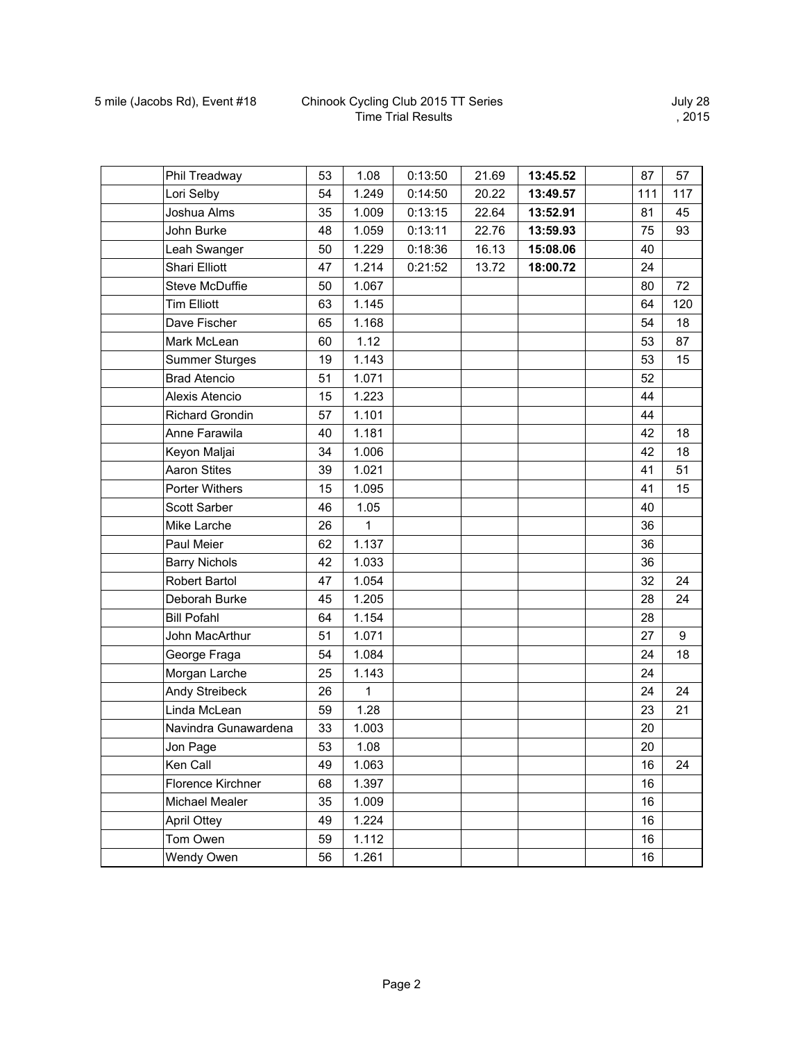5 mile (Jacobs Rd), Event #18 — Chinook Cycling Club 2015 TT Series — Time Trial Results — July 28, 2015

| | | | | | | | | | |
|---|---|---|---|---|---|---|---|---|---|
| | Phil Treadway | 53 | 1.08 | 0:13:50 | 21.69 | **13:45.52** | | 87 | 57 |
| | Lori Selby | 54 | 1.249 | 0:14:50 | 20.22 | **13:49.57** | | 111 | 117 |
| | Joshua Alms | 35 | 1.009 | 0:13:15 | 22.64 | **13:52.91** | | 81 | 45 |
| | John Burke | 48 | 1.059 | 0:13:11 | 22.76 | **13:59.93** | | 75 | 93 |
| | Leah Swanger | 50 | 1.229 | 0:18:36 | 16.13 | **15:08.06** | | 40 | |
| | Shari Elliott | 47 | 1.214 | 0:21:52 | 13.72 | **18:00.72** | | 24 | |
| | Steve McDuffie | 50 | 1.067 | | | | | 80 | 72 |
| | Tim Elliott | 63 | 1.145 | | | | | 64 | 120 |
| | Dave Fischer | 65 | 1.168 | | | | | 54 | 18 |
| | Mark McLean | 60 | 1.12 | | | | | 53 | 87 |
| | Summer Sturges | 19 | 1.143 | | | | | 53 | 15 |
| | Brad Atencio | 51 | 1.071 | | | | | 52 | |
| | Alexis Atencio | 15 | 1.223 | | | | | 44 | |
| | Richard Grondin | 57 | 1.101 | | | | | 44 | |
| | Anne Farawila | 40 | 1.181 | | | | | 42 | 18 |
| | Keyon Maljai | 34 | 1.006 | | | | | 42 | 18 |
| | Aaron Stites | 39 | 1.021 | | | | | 41 | 51 |
| | Porter Withers | 15 | 1.095 | | | | | 41 | 15 |
| | Scott Sarber | 46 | 1.05 | | | | | 40 | |
| | Mike Larche | 26 | 1 | | | | | 36 | |
| | Paul Meier | 62 | 1.137 | | | | | 36 | |
| | Barry Nichols | 42 | 1.033 | | | | | 36 | |
| | Robert Bartol | 47 | 1.054 | | | | | 32 | 24 |
| | Deborah Burke | 45 | 1.205 | | | | | 28 | 24 |
| | Bill Pofahl | 64 | 1.154 | | | | | 28 | |
| | John MacArthur | 51 | 1.071 | | | | | 27 | 9 |
| | George Fraga | 54 | 1.084 | | | | | 24 | 18 |
| | Morgan Larche | 25 | 1.143 | | | | | 24 | |
| | Andy Streibeck | 26 | 1 | | | | | 24 | 24 |
| | Linda McLean | 59 | 1.28 | | | | | 23 | 21 |
| | Navindra Gunawardena | 33 | 1.003 | | | | | 20 | |
| | Jon Page | 53 | 1.08 | | | | | 20 | |
| | Ken Call | 49 | 1.063 | | | | | 16 | 24 |
| | Florence Kirchner | 68 | 1.397 | | | | | 16 | |
| | Michael Mealer | 35 | 1.009 | | | | | 16 | |
| | April Ottey | 49 | 1.224 | | | | | 16 | |
| | Tom Owen | 59 | 1.112 | | | | | 16 | |
| | Wendy Owen | 56 | 1.261 | | | | | 16 | |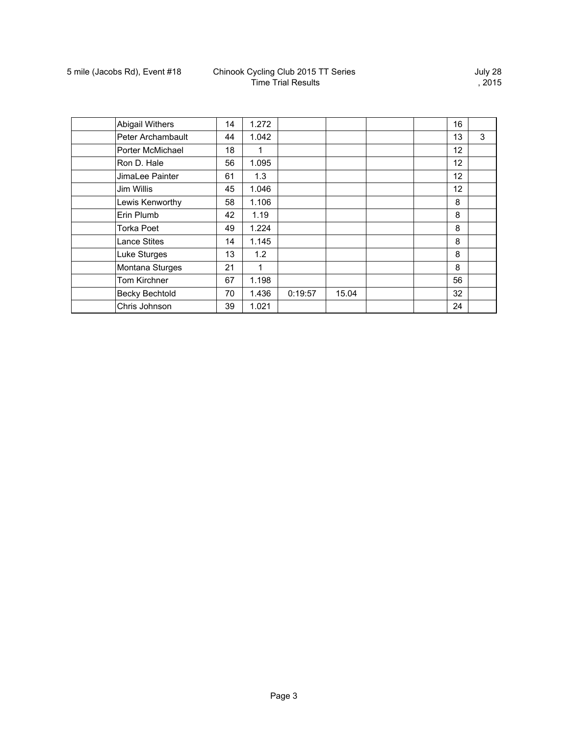5 mile (Jacobs Rd), Event #18

Chinook Cycling Club 2015 TT Series
Time Trial Results

July 28, 2015

| | | | | | | | | | |
|---|---|---|---|---|---|---|---|---|---|
| | Abigail Withers | 14 | 1.272 | | | | | 16 | |
| | Peter Archambault | 44 | 1.042 | | | | | 13 | 3 |
| | Porter McMichael | 18 | 1 | | | | | 12 | |
| | Ron D. Hale | 56 | 1.095 | | | | | 12 | |
| | JimaLee Painter | 61 | 1.3 | | | | | 12 | |
| | Jim Willis | 45 | 1.046 | | | | | 12 | |
| | Lewis Kenworthy | 58 | 1.106 | | | | | 8 | |
| | Erin Plumb | 42 | 1.19 | | | | | 8 | |
| | Torka Poet | 49 | 1.224 | | | | | 8 | |
| | Lance Stites | 14 | 1.145 | | | | | 8 | |
| | Luke Sturges | 13 | 1.2 | | | | | 8 | |
| | Montana Sturges | 21 | 1 | | | | | 8 | |
| | Tom Kirchner | 67 | 1.198 | | | | | 56 | |
| | Becky Bechtold | 70 | 1.436 | 0:19:57 | 15.04 | | | 32 | |
| | Chris Johnson | 39 | 1.021 | | | | | 24 | |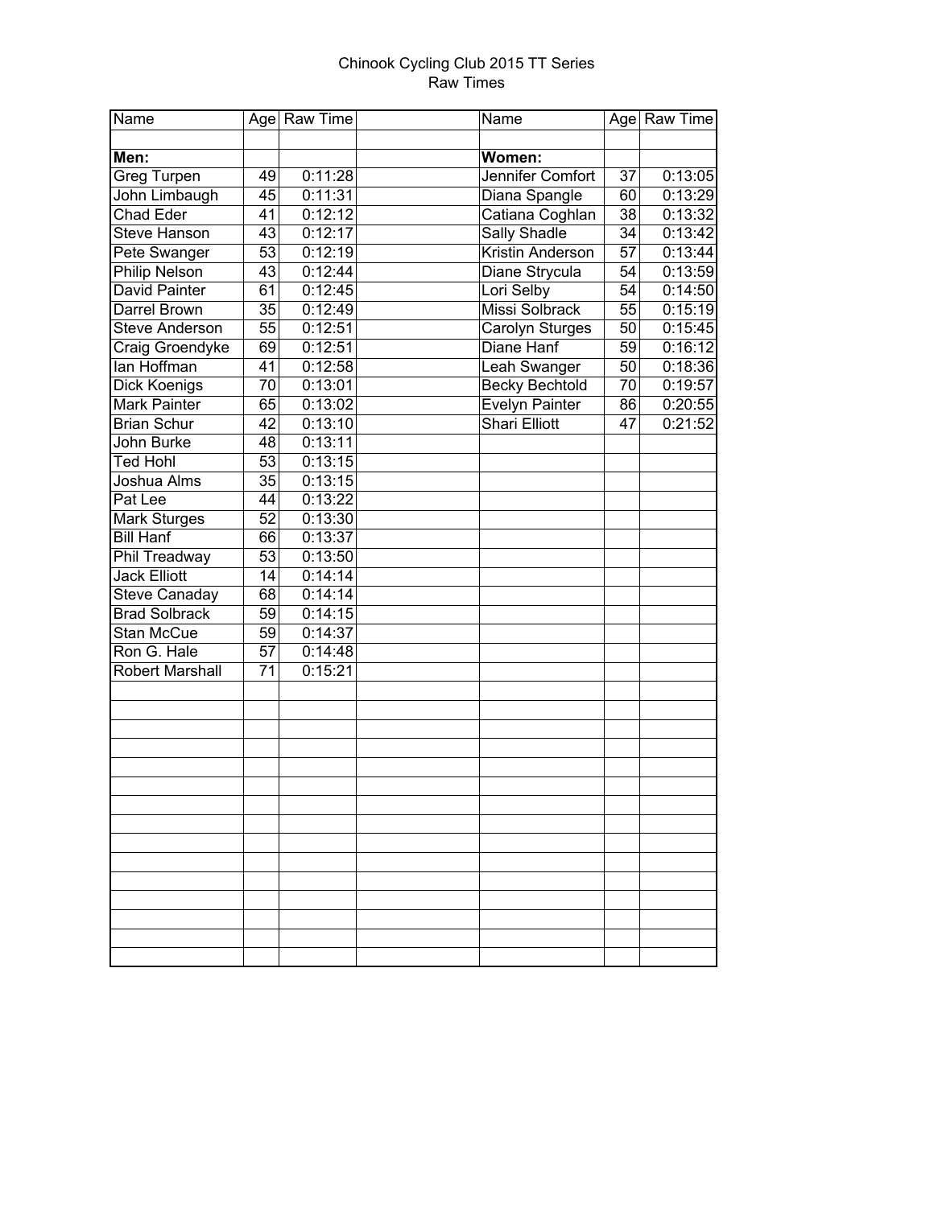Chinook Cycling Club 2015 TT Series
Raw Times

| Name | Age | Raw Time | | Name | Age | Raw Time |
|---|---|---|---|---|---|---|
| | | | | | | |
| **Men:** | | | | **Women:** | | |
| Greg Turpen | 49 | 0:11:28 | | Jennifer Comfort | 37 | 0:13:05 |
| John Limbaugh | 45 | 0:11:31 | | Diana Spangle | 60 | 0:13:29 |
| Chad Eder | 41 | 0:12:12 | | Catiana Coghlan | 38 | 0:13:32 |
| Steve Hanson | 43 | 0:12:17 | | Sally Shadle | 34 | 0:13:42 |
| Pete Swanger | 53 | 0:12:19 | | Kristin Anderson | 57 | 0:13:44 |
| Philip Nelson | 43 | 0:12:44 | | Diane Strycula | 54 | 0:13:59 |
| David Painter | 61 | 0:12:45 | | Lori Selby | 54 | 0:14:50 |
| Darrel Brown | 35 | 0:12:49 | | Missi Solbrack | 55 | 0:15:19 |
| Steve Anderson | 55 | 0:12:51 | | Carolyn Sturges | 50 | 0:15:45 |
| Craig Groendyke | 69 | 0:12:51 | | Diane Hanf | 59 | 0:16:12 |
| Ian Hoffman | 41 | 0:12:58 | | Leah Swanger | 50 | 0:18:36 |
| Dick Koenigs | 70 | 0:13:01 | | Becky Bechtold | 70 | 0:19:57 |
| Mark Painter | 65 | 0:13:02 | | Evelyn Painter | 86 | 0:20:55 |
| Brian Schur | 42 | 0:13:10 | | Shari Elliott | 47 | 0:21:52 |
| John Burke | 48 | 0:13:11 | | | | |
| Ted Hohl | 53 | 0:13:15 | | | | |
| Joshua Alms | 35 | 0:13:15 | | | | |
| Pat Lee | 44 | 0:13:22 | | | | |
| Mark Sturges | 52 | 0:13:30 | | | | |
| Bill Hanf | 66 | 0:13:37 | | | | |
| Phil Treadway | 53 | 0:13:50 | | | | |
| Jack Elliott | 14 | 0:14:14 | | | | |
| Steve Canaday | 68 | 0:14:14 | | | | |
| Brad Solbrack | 59 | 0:14:15 | | | | |
| Stan McCue | 59 | 0:14:37 | | | | |
| Ron G. Hale | 57 | 0:14:48 | | | | |
| Robert Marshall | 71 | 0:15:21 | | | | |